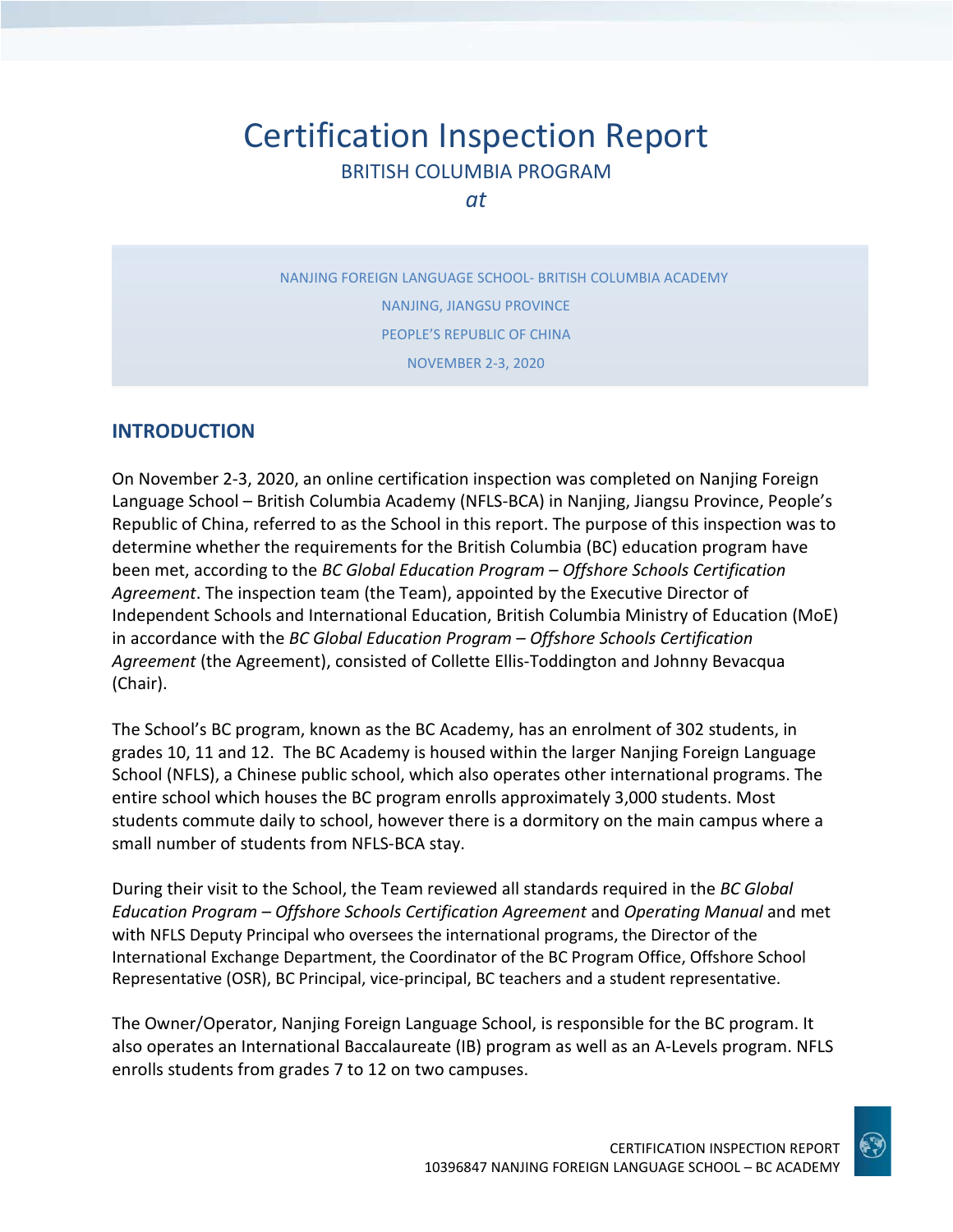# Certification Inspection Report

BRITISH COLUMBIA PROGRAM

*at*

NANJING FOREIGN LANGUAGE SCHOOL- BRITISH COLUMBIA ACADEMY

NANJING, JIANGSU PROVINCE

PEOPLE'S REPUBLIC OF CHINA

NOVEMBER 2-3, 2020

## INTRODUCTION

On November 2-3, 2020, an online certification inspection was completed on Nanjing Foreign Language School – British Columbia Academy (NFLS-BCA) in Nanjing, Jiangsu Province, People's Republic of China, referred to as the School in this report. The purpose of this inspection was to determine whether the requirements for the British Columbia (BC) education program have been met, according to the *BC Global Education Program – Offshore Schools Certification Agreement*. The inspection team (the Team), appointed by the Executive Director of Independent Schools and International Education, British Columbia Ministry of Education (MoE) in accordance with the *BC Global Education Program – Offshore Schools Certification Agreement* (the Agreement), consisted of Collette Ellis-Toddington and Johnny Bevacqua (Chair).

The School's BC program, known as the BC Academy, has an enrolment of 302 students, in grades 10, 11 and 12. The BC Academy is housed within the larger Nanjing Foreign Language School (NFLS), a Chinese public school, which also operates other international programs. The entire school which houses the BC program enrolls approximately 3,000 students. Most students commute daily to school, however there is a dormitory on the main campus where a small number of students from NFLS-BCA stay.

During their visit to the School, the Team reviewed all standards required in the *BC Global Education Program – Offshore Schools Certification Agreement* and *Operating Manual* and met with NFLS Deputy Principal who oversees the international programs, the Director of the International Exchange Department, the Coordinator of the BC Program Office, Offshore School Representative (OSR), BC Principal, vice-principal, BC teachers and a student representative.

The Owner/Operator, Nanjing Foreign Language School, is responsible for the BC program. It also operates an International Baccalaureate (IB) program as well as an A-Levels program. NFLS enrolls students from grades 7 to 12 on two campuses.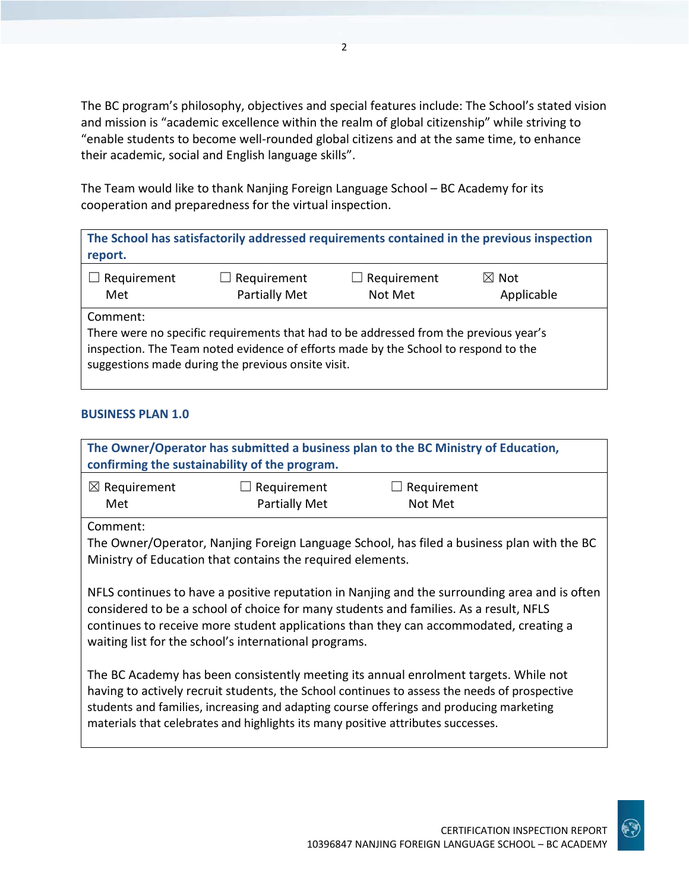The BC program's philosophy, objectives and special features include: The School's stated vision and mission is "academic excellence within the realm of global citizenship" while striving to "enable students to become well-rounded global citizens and at the same time, to enhance their academic, social and English language skills".

The Team would like to thank Nanjing Foreign Language School – BC Academy for its cooperation and preparedness for the virtual inspection.

| **The School has satisfactorily addressed requirements contained in the previous inspection report.** | | | |
|---|---|---|---|
| ☐ Requirement Met | ☐ Requirement Partially Met | ☐ Requirement Not Met | ☒ Not Applicable |
| Comment:<br>There were no specific requirements that had to be addressed from the previous year's inspection. The Team noted evidence of efforts made by the School to respond to the suggestions made during the previous onsite visit. | | | |

### BUSINESS PLAN 1.0

| **The Owner/Operator has submitted a business plan to the BC Ministry of Education, confirming the sustainability of the program.** | | |
|---|---|---|
| ☒ Requirement Met | ☐ Requirement Partially Met | ☐ Requirement Not Met |
| Comment:<br>The Owner/Operator, Nanjing Foreign Language School, has filed a business plan with the BC Ministry of Education that contains the required elements.<br><br>NFLS continues to have a positive reputation in Nanjing and the surrounding area and is often considered to be a school of choice for many students and families. As a result, NFLS continues to receive more student applications than they can accommodated, creating a waiting list for the school's international programs.<br><br>The BC Academy has been consistently meeting its annual enrolment targets. While not having to actively recruit students, the School continues to assess the needs of prospective students and families, increasing and adapting course offerings and producing marketing materials that celebrates and highlights its many positive attributes successes. | | |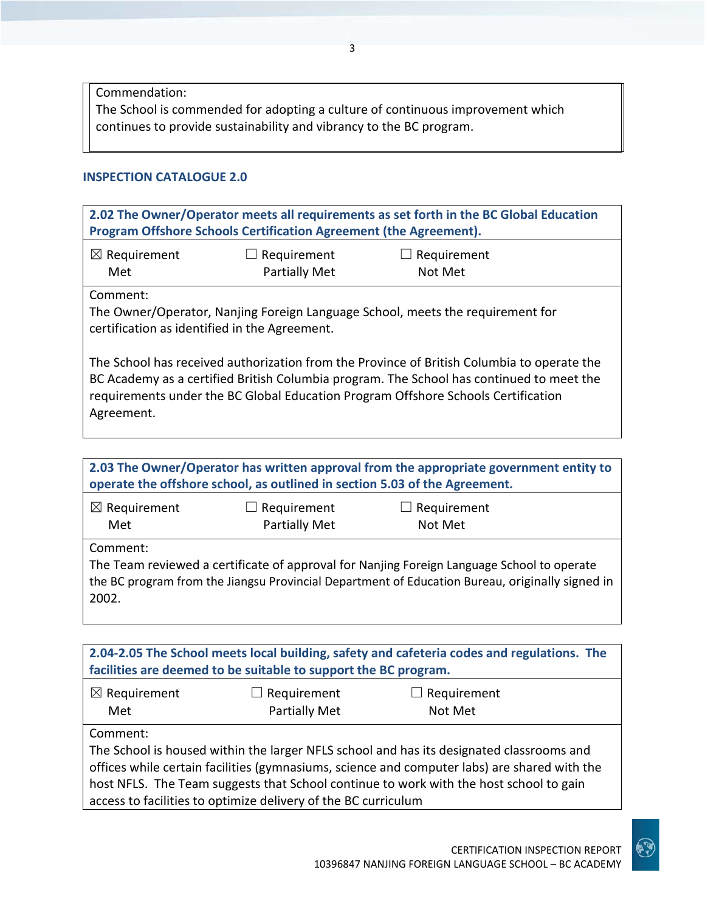Commendation:
The School is commended for adopting a culture of continuous improvement which continues to provide sustainability and vibrancy to the BC program.

## INSPECTION CATALOGUE 2.0

**2.02 The Owner/Operator meets all requirements as set forth in the BC Global Education Program Offshore Schools Certification Agreement (the Agreement).**

☒ Requirement Met ☐ Requirement Partially Met ☐ Requirement Not Met

Comment:
The Owner/Operator, Nanjing Foreign Language School, meets the requirement for certification as identified in the Agreement.

The School has received authorization from the Province of British Columbia to operate the BC Academy as a certified British Columbia program. The School has continued to meet the requirements under the BC Global Education Program Offshore Schools Certification Agreement.

**2.03 The Owner/Operator has written approval from the appropriate government entity to operate the offshore school, as outlined in section 5.03 of the Agreement.**

☒ Requirement Met ☐ Requirement Partially Met ☐ Requirement Not Met

Comment:
The Team reviewed a certificate of approval for Nanjing Foreign Language School to operate the BC program from the Jiangsu Provincial Department of Education Bureau, originally signed in 2002.

**2.04-2.05 The School meets local building, safety and cafeteria codes and regulations. The facilities are deemed to be suitable to support the BC program.**

☒ Requirement Met ☐ Requirement Partially Met ☐ Requirement Not Met

Comment:
The School is housed within the larger NFLS school and has its designated classrooms and offices while certain facilities (gymnasiums, science and computer labs) are shared with the host NFLS. The Team suggests that School continue to work with the host school to gain access to facilities to optimize delivery of the BC curriculum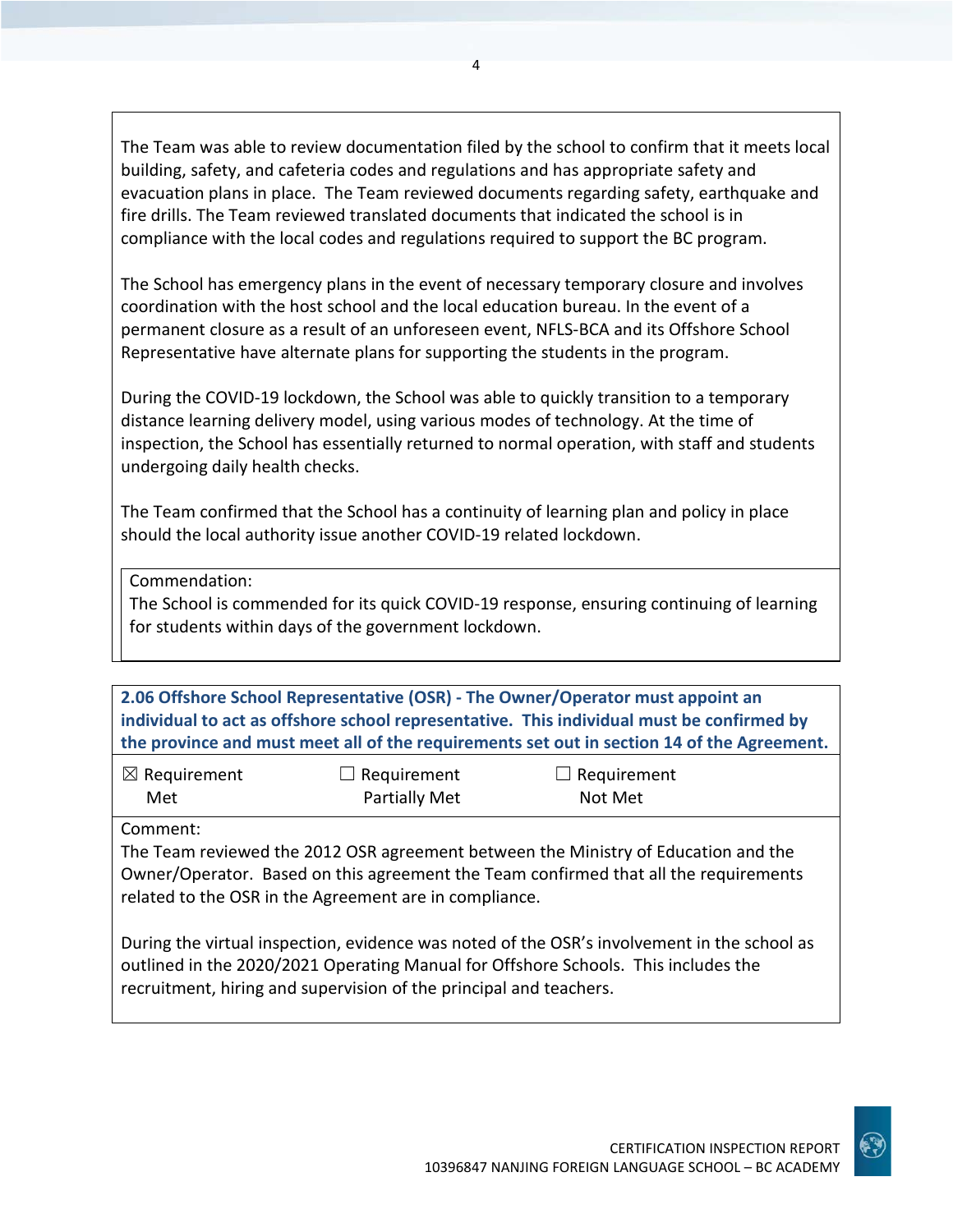The Team was able to review documentation filed by the school to confirm that it meets local building, safety, and cafeteria codes and regulations and has appropriate safety and evacuation plans in place. The Team reviewed documents regarding safety, earthquake and fire drills. The Team reviewed translated documents that indicated the school is in compliance with the local codes and regulations required to support the BC program.

The School has emergency plans in the event of necessary temporary closure and involves coordination with the host school and the local education bureau. In the event of a permanent closure as a result of an unforeseen event, NFLS-BCA and its Offshore School Representative have alternate plans for supporting the students in the program.

During the COVID-19 lockdown, the School was able to quickly transition to a temporary distance learning delivery model, using various modes of technology. At the time of inspection, the School has essentially returned to normal operation, with staff and students undergoing daily health checks.

The Team confirmed that the School has a continuity of learning plan and policy in place should the local authority issue another COVID-19 related lockdown.

Commendation:
The School is commended for its quick COVID-19 response, ensuring continuing of learning for students within days of the government lockdown.

**2.06 Offshore School Representative (OSR) - The Owner/Operator must appoint an individual to act as offshore school representative. This individual must be confirmed by the province and must meet all of the requirements set out in section 14 of the Agreement.**

| ☒ Requirement Met | ☐ Requirement Partially Met | ☐ Requirement Not Met |
|---|---|---|

Comment:
The Team reviewed the 2012 OSR agreement between the Ministry of Education and the Owner/Operator. Based on this agreement the Team confirmed that all the requirements related to the OSR in the Agreement are in compliance.

During the virtual inspection, evidence was noted of the OSR's involvement in the school as outlined in the 2020/2021 Operating Manual for Offshore Schools. This includes the recruitment, hiring and supervision of the principal and teachers.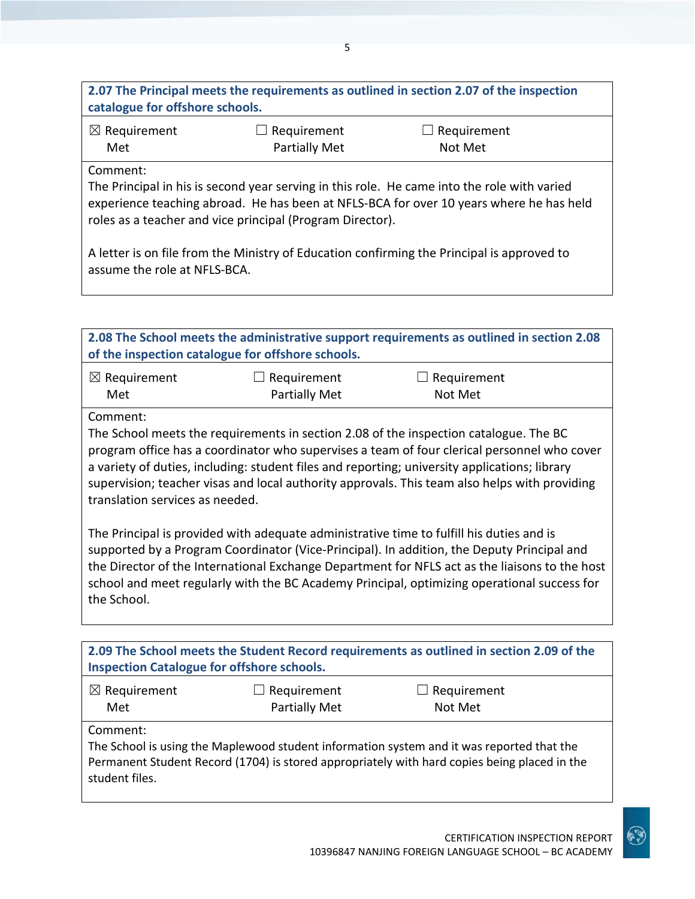**2.07 The Principal meets the requirements as outlined in section 2.07 of the inspection catalogue for offshore schools.**

| ☒ Requirement Met | ☐ Requirement Partially Met | ☐ Requirement Not Met |
|---|---|---|

Comment:
The Principal in his is second year serving in this role. He came into the role with varied experience teaching abroad. He has been at NFLS-BCA for over 10 years where he has held roles as a teacher and vice principal (Program Director).

A letter is on file from the Ministry of Education confirming the Principal is approved to assume the role at NFLS-BCA.

**2.08 The School meets the administrative support requirements as outlined in section 2.08 of the inspection catalogue for offshore schools.**

| ☒ Requirement Met | ☐ Requirement Partially Met | ☐ Requirement Not Met |
|---|---|---|

Comment:
The School meets the requirements in section 2.08 of the inspection catalogue. The BC program office has a coordinator who supervises a team of four clerical personnel who cover a variety of duties, including: student files and reporting; university applications; library supervision; teacher visas and local authority approvals. This team also helps with providing translation services as needed.

The Principal is provided with adequate administrative time to fulfill his duties and is supported by a Program Coordinator (Vice-Principal). In addition, the Deputy Principal and the Director of the International Exchange Department for NFLS act as the liaisons to the host school and meet regularly with the BC Academy Principal, optimizing operational success for the School.

**2.09 The School meets the Student Record requirements as outlined in section 2.09 of the Inspection Catalogue for offshore schools.**

| ☒ Requirement Met | ☐ Requirement Partially Met | ☐ Requirement Not Met |
|---|---|---|

Comment:
The School is using the Maplewood student information system and it was reported that the Permanent Student Record (1704) is stored appropriately with hard copies being placed in the student files.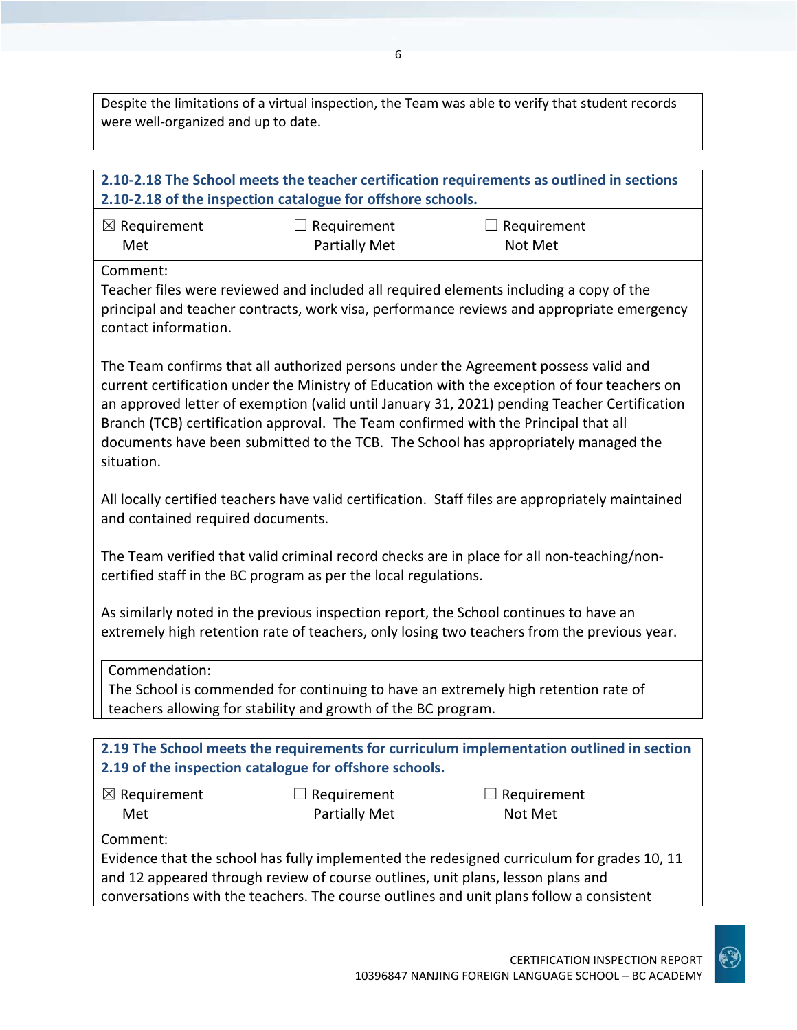Despite the limitations of a virtual inspection, the Team was able to verify that student records were well-organized and up to date.

**2.10-2.18 The School meets the teacher certification requirements as outlined in sections 2.10-2.18 of the inspection catalogue for offshore schools.**

| ☒ Requirement Met | ☐ Requirement Partially Met | ☐ Requirement Not Met |
|---|---|---|

Comment:
Teacher files were reviewed and included all required elements including a copy of the principal and teacher contracts, work visa, performance reviews and appropriate emergency contact information.

The Team confirms that all authorized persons under the Agreement possess valid and current certification under the Ministry of Education with the exception of four teachers on an approved letter of exemption (valid until January 31, 2021) pending Teacher Certification Branch (TCB) certification approval. The Team confirmed with the Principal that all documents have been submitted to the TCB. The School has appropriately managed the situation.

All locally certified teachers have valid certification. Staff files are appropriately maintained and contained required documents.

The Team verified that valid criminal record checks are in place for all non-teaching/non-certified staff in the BC program as per the local regulations.

As similarly noted in the previous inspection report, the School continues to have an extremely high retention rate of teachers, only losing two teachers from the previous year.

Commendation:
The School is commended for continuing to have an extremely high retention rate of teachers allowing for stability and growth of the BC program.

**2.19 The School meets the requirements for curriculum implementation outlined in section 2.19 of the inspection catalogue for offshore schools.**

| ☒ Requirement Met | ☐ Requirement Partially Met | ☐ Requirement Not Met |
|---|---|---|

Comment:
Evidence that the school has fully implemented the redesigned curriculum for grades 10, 11 and 12 appeared through review of course outlines, unit plans, lesson plans and conversations with the teachers. The course outlines and unit plans follow a consistent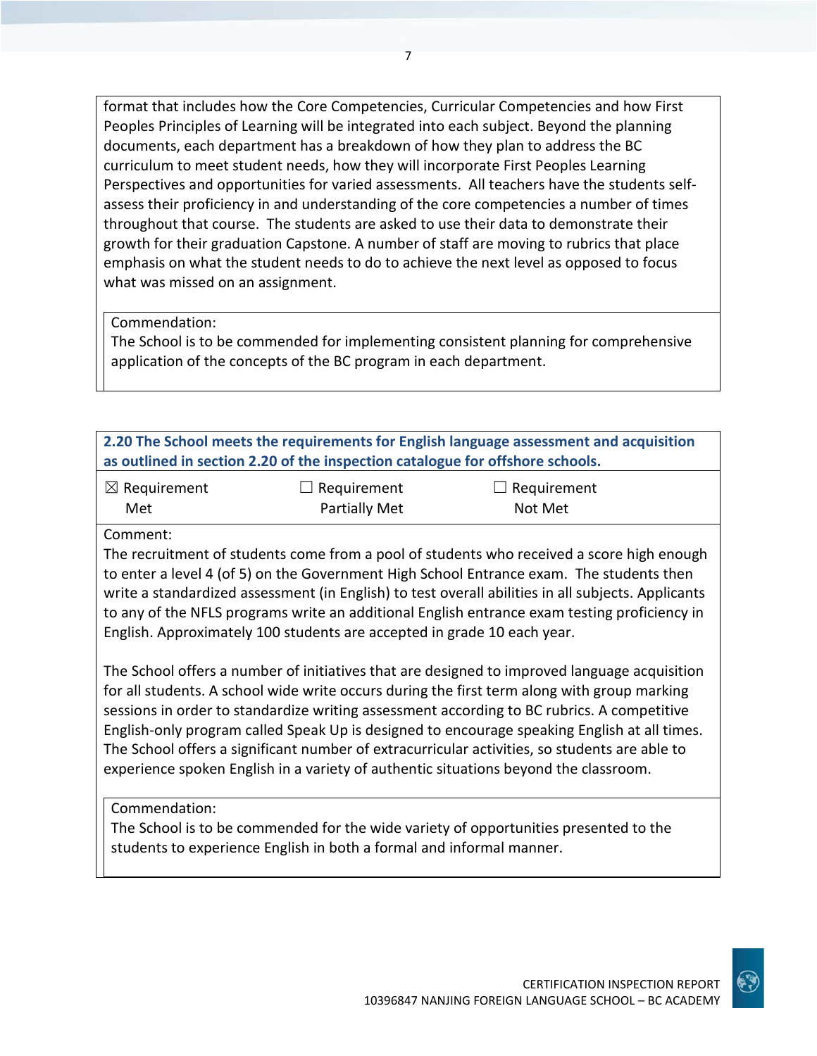format that includes how the Core Competencies, Curricular Competencies and how First Peoples Principles of Learning will be integrated into each subject. Beyond the planning documents, each department has a breakdown of how they plan to address the BC curriculum to meet student needs, how they will incorporate First Peoples Learning Perspectives and opportunities for varied assessments. All teachers have the students self-assess their proficiency in and understanding of the core competencies a number of times throughout that course. The students are asked to use their data to demonstrate their growth for their graduation Capstone. A number of staff are moving to rubrics that place emphasis on what the student needs to do to achieve the next level as opposed to focus what was missed on an assignment.

Commendation:
The School is to be commended for implementing consistent planning for comprehensive application of the concepts of the BC program in each department.

**2.20 The School meets the requirements for English language assessment and acquisition as outlined in section 2.20 of the inspection catalogue for offshore schools.**

| ☒ Requirement Met | ☐ Requirement Partially Met | ☐ Requirement Not Met |
|---|---|---|

Comment:
The recruitment of students come from a pool of students who received a score high enough to enter a level 4 (of 5) on the Government High School Entrance exam. The students then write a standardized assessment (in English) to test overall abilities in all subjects. Applicants to any of the NFLS programs write an additional English entrance exam testing proficiency in English. Approximately 100 students are accepted in grade 10 each year.

The School offers a number of initiatives that are designed to improved language acquisition for all students. A school wide write occurs during the first term along with group marking sessions in order to standardize writing assessment according to BC rubrics. A competitive English-only program called Speak Up is designed to encourage speaking English at all times. The School offers a significant number of extracurricular activities, so students are able to experience spoken English in a variety of authentic situations beyond the classroom.

Commendation:
The School is to be commended for the wide variety of opportunities presented to the students to experience English in both a formal and informal manner.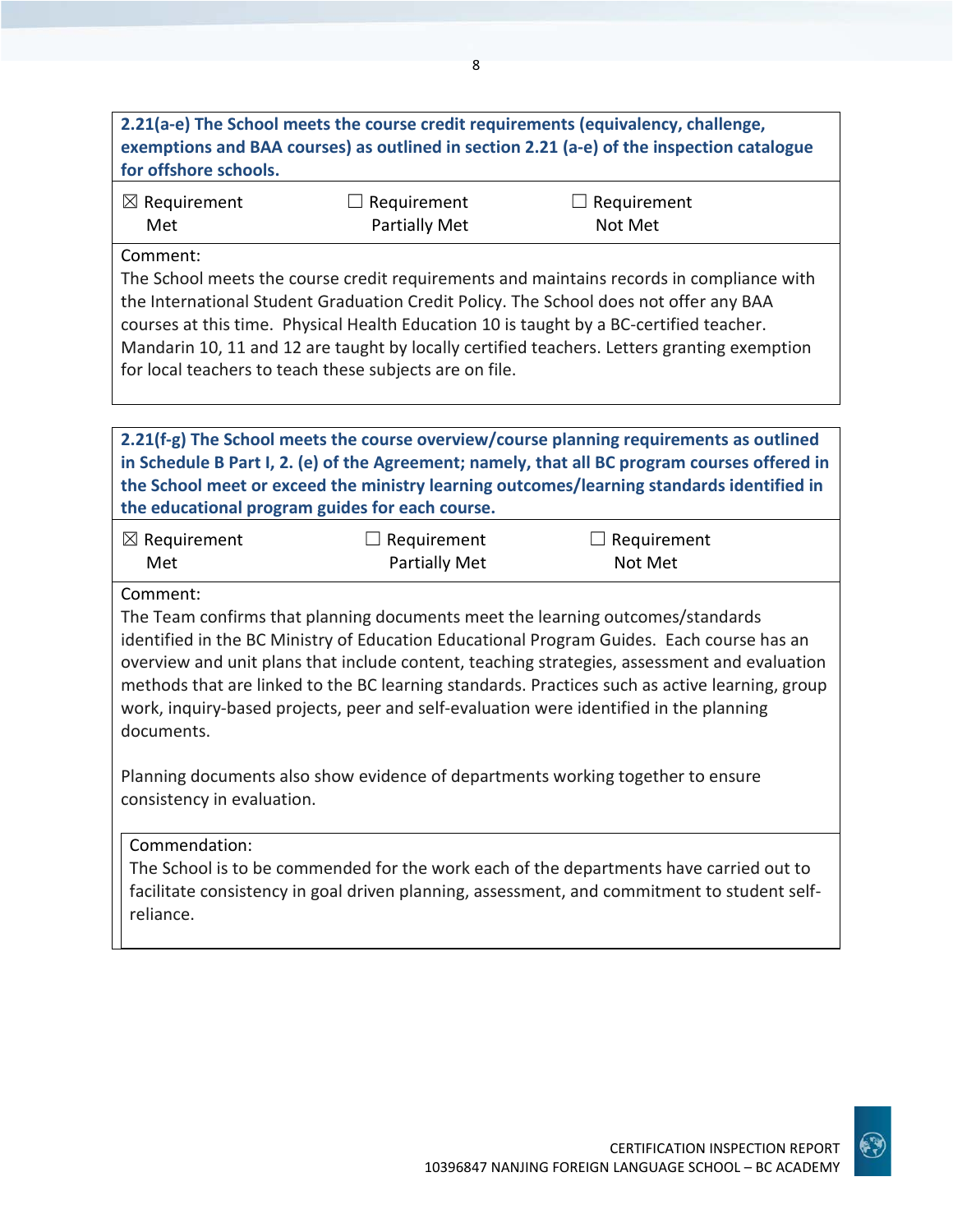**2.21(a-e) The School meets the course credit requirements (equivalency, challenge, exemptions and BAA courses) as outlined in section 2.21 (a-e) of the inspection catalogue for offshore schools.**

☒ Requirement Met ☐ Requirement Partially Met ☐ Requirement Not Met

Comment:
The School meets the course credit requirements and maintains records in compliance with the International Student Graduation Credit Policy. The School does not offer any BAA courses at this time. Physical Health Education 10 is taught by a BC-certified teacher. Mandarin 10, 11 and 12 are taught by locally certified teachers. Letters granting exemption for local teachers to teach these subjects are on file.

**2.21(f-g) The School meets the course overview/course planning requirements as outlined in Schedule B Part I, 2. (e) of the Agreement; namely, that all BC program courses offered in the School meet or exceed the ministry learning outcomes/learning standards identified in the educational program guides for each course.**

☒ Requirement Met ☐ Requirement Partially Met ☐ Requirement Not Met

Comment:
The Team confirms that planning documents meet the learning outcomes/standards identified in the BC Ministry of Education Educational Program Guides. Each course has an overview and unit plans that include content, teaching strategies, assessment and evaluation methods that are linked to the BC learning standards. Practices such as active learning, group work, inquiry-based projects, peer and self-evaluation were identified in the planning documents.

Planning documents also show evidence of departments working together to ensure consistency in evaluation.

Commendation:
The School is to be commended for the work each of the departments have carried out to facilitate consistency in goal driven planning, assessment, and commitment to student self-reliance.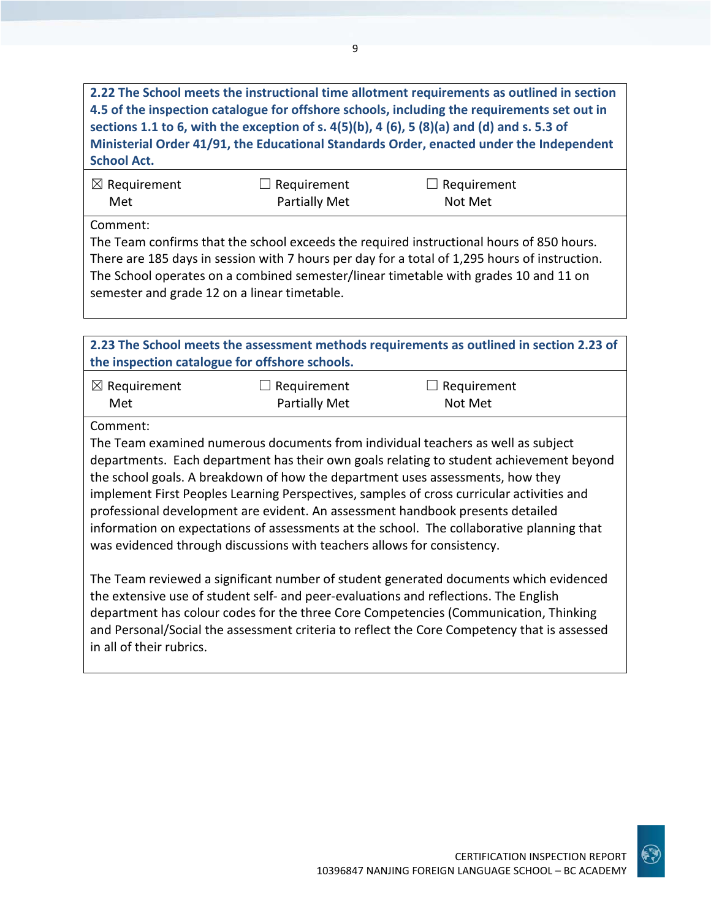**2.22 The School meets the instructional time allotment requirements as outlined in section 4.5 of the inspection catalogue for offshore schools, including the requirements set out in sections 1.1 to 6, with the exception of s. 4(5)(b), 4 (6), 5 (8)(a) and (d) and s. 5.3 of Ministerial Order 41/91, the Educational Standards Order, enacted under the Independent School Act.**

| ☒ Requirement Met | ☐ Requirement Partially Met | ☐ Requirement Not Met |
|---|---|---|

Comment:
The Team confirms that the school exceeds the required instructional hours of 850 hours. There are 185 days in session with 7 hours per day for a total of 1,295 hours of instruction. The School operates on a combined semester/linear timetable with grades 10 and 11 on semester and grade 12 on a linear timetable.

**2.23 The School meets the assessment methods requirements as outlined in section 2.23 of the inspection catalogue for offshore schools.**

| ☒ Requirement Met | ☐ Requirement Partially Met | ☐ Requirement Not Met |
|---|---|---|

Comment:
The Team examined numerous documents from individual teachers as well as subject departments. Each department has their own goals relating to student achievement beyond the school goals. A breakdown of how the department uses assessments, how they implement First Peoples Learning Perspectives, samples of cross curricular activities and professional development are evident. An assessment handbook presents detailed information on expectations of assessments at the school. The collaborative planning that was evidenced through discussions with teachers allows for consistency.

The Team reviewed a significant number of student generated documents which evidenced the extensive use of student self- and peer-evaluations and reflections. The English department has colour codes for the three Core Competencies (Communication, Thinking and Personal/Social the assessment criteria to reflect the Core Competency that is assessed in all of their rubrics.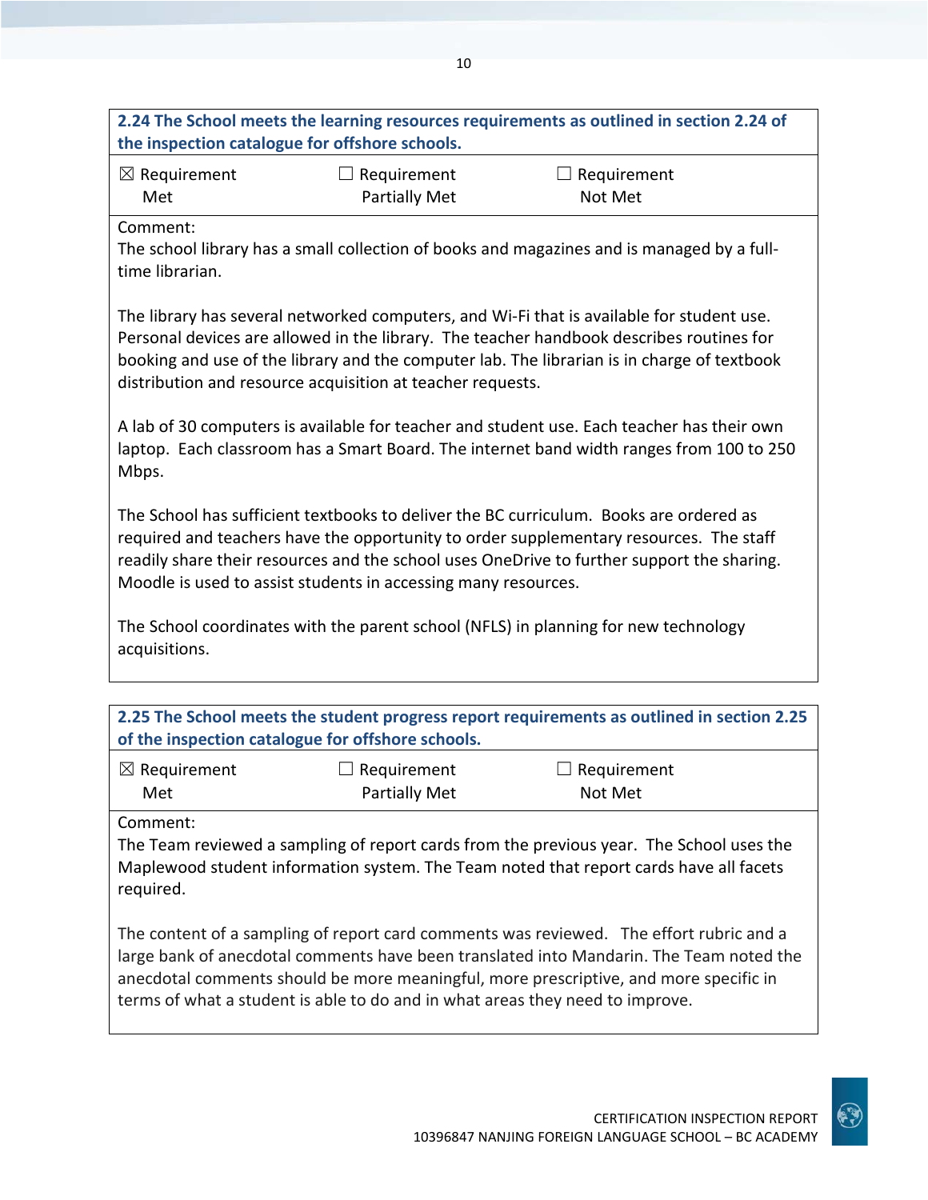**2.24 The School meets the learning resources requirements as outlined in section 2.24 of the inspection catalogue for offshore schools.**

| ☒ Requirement Met | ☐ Requirement Partially Met | ☐ Requirement Not Met |
|---|---|---|

Comment:
The school library has a small collection of books and magazines and is managed by a full-time librarian.

The library has several networked computers, and Wi-Fi that is available for student use. Personal devices are allowed in the library. The teacher handbook describes routines for booking and use of the library and the computer lab. The librarian is in charge of textbook distribution and resource acquisition at teacher requests.

A lab of 30 computers is available for teacher and student use. Each teacher has their own laptop. Each classroom has a Smart Board. The internet band width ranges from 100 to 250 Mbps.

The School has sufficient textbooks to deliver the BC curriculum. Books are ordered as required and teachers have the opportunity to order supplementary resources. The staff readily share their resources and the school uses OneDrive to further support the sharing. Moodle is used to assist students in accessing many resources.

The School coordinates with the parent school (NFLS) in planning for new technology acquisitions.

**2.25 The School meets the student progress report requirements as outlined in section 2.25 of the inspection catalogue for offshore schools.**

| ☒ Requirement Met | ☐ Requirement Partially Met | ☐ Requirement Not Met |
|---|---|---|

Comment:
The Team reviewed a sampling of report cards from the previous year. The School uses the Maplewood student information system. The Team noted that report cards have all facets required.

The content of a sampling of report card comments was reviewed. The effort rubric and a large bank of anecdotal comments have been translated into Mandarin. The Team noted the anecdotal comments should be more meaningful, more prescriptive, and more specific in terms of what a student is able to do and in what areas they need to improve.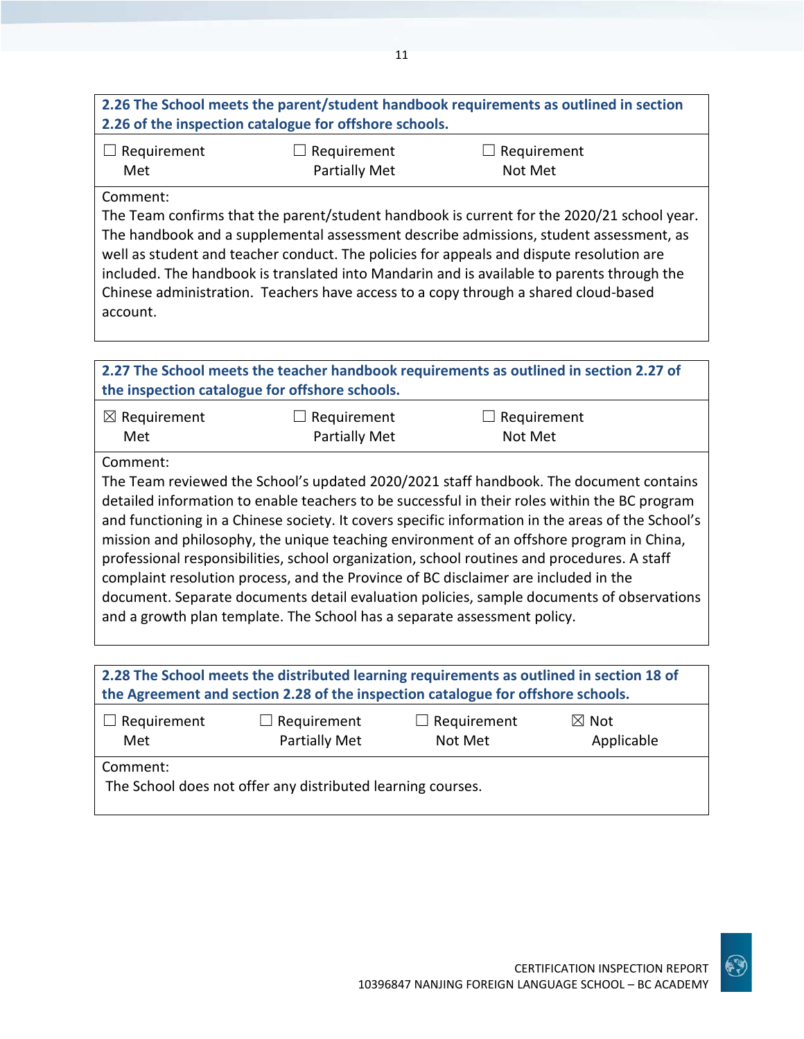| 2.26 The School meets the parent/student handbook requirements as outlined in section 2.26 of the inspection catalogue for offshore schools. | | |
|---|---|---|
| ☐ Requirement Met | ☐ Requirement Partially Met | ☐ Requirement Not Met |
| Comment:<br>The Team confirms that the parent/student handbook is current for the 2020/21 school year. The handbook and a supplemental assessment describe admissions, student assessment, as well as student and teacher conduct. The policies for appeals and dispute resolution are included. The handbook is translated into Mandarin and is available to parents through the Chinese administration. Teachers have access to a copy through a shared cloud-based account. | | |

| 2.27 The School meets the teacher handbook requirements as outlined in section 2.27 of the inspection catalogue for offshore schools. | | |
|---|---|---|
| ☒ Requirement Met | ☐ Requirement Partially Met | ☐ Requirement Not Met |
| Comment:<br>The Team reviewed the School's updated 2020/2021 staff handbook. The document contains detailed information to enable teachers to be successful in their roles within the BC program and functioning in a Chinese society. It covers specific information in the areas of the School's mission and philosophy, the unique teaching environment of an offshore program in China, professional responsibilities, school organization, school routines and procedures. A staff complaint resolution process, and the Province of BC disclaimer are included in the document. Separate documents detail evaluation policies, sample documents of observations and a growth plan template. The School has a separate assessment policy. | | |

| 2.28 The School meets the distributed learning requirements as outlined in section 18 of the Agreement and section 2.28 of the inspection catalogue for offshore schools. | | | |
|---|---|---|---|
| ☐ Requirement Met | ☐ Requirement Partially Met | ☐ Requirement Not Met | ☒ Not Applicable |
| Comment:<br>The School does not offer any distributed learning courses. | | | |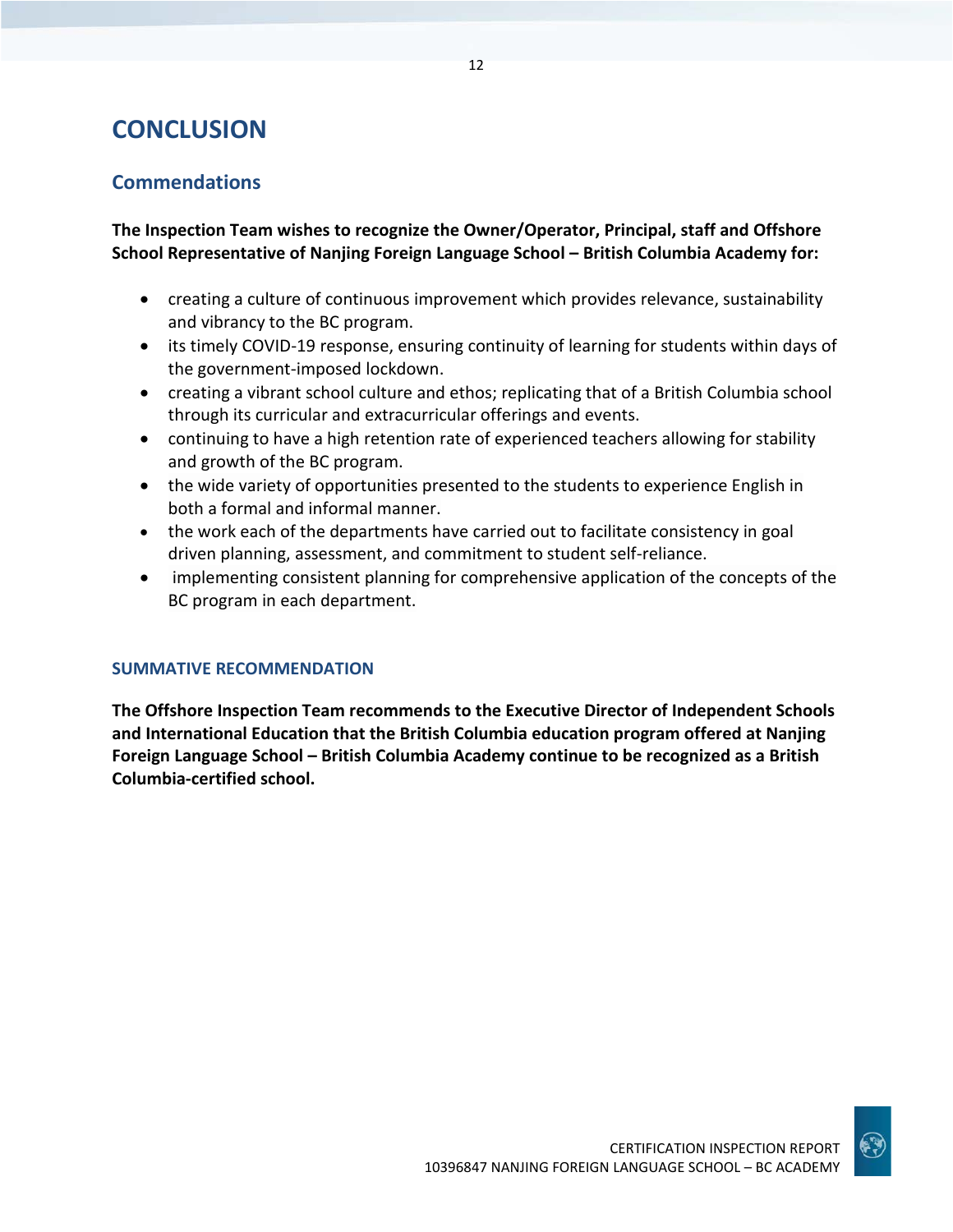# CONCLUSION

## Commendations

**The Inspection Team wishes to recognize the Owner/Operator, Principal, staff and Offshore School Representative of Nanjing Foreign Language School – British Columbia Academy for:**

- creating a culture of continuous improvement which provides relevance, sustainability and vibrancy to the BC program.
- its timely COVID-19 response, ensuring continuity of learning for students within days of the government-imposed lockdown.
- creating a vibrant school culture and ethos; replicating that of a British Columbia school through its curricular and extracurricular offerings and events.
- continuing to have a high retention rate of experienced teachers allowing for stability and growth of the BC program.
- the wide variety of opportunities presented to the students to experience English in both a formal and informal manner.
- the work each of the departments have carried out to facilitate consistency in goal driven planning, assessment, and commitment to student self-reliance.
- implementing consistent planning for comprehensive application of the concepts of the BC program in each department.

### SUMMATIVE RECOMMENDATION

**The Offshore Inspection Team recommends to the Executive Director of Independent Schools and International Education that the British Columbia education program offered at Nanjing Foreign Language School – British Columbia Academy continue to be recognized as a British Columbia-certified school.**